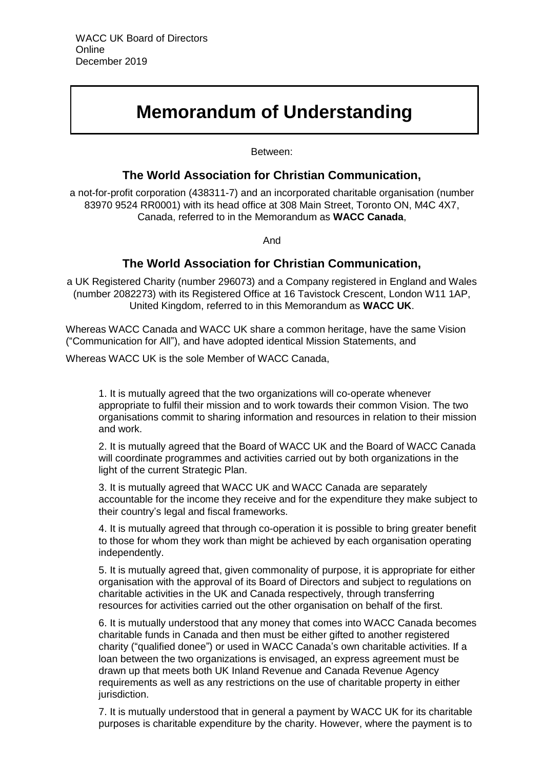WACC UK Board of Directors
Online
December 2019

# Memorandum of Understanding

Between:

## The World Association for Christian Communication,

a not-for-profit corporation (438311-7) and an incorporated charitable organisation (number 83970 9524 RR0001) with its head office at 308 Main Street, Toronto ON, M4C 4X7, Canada, referred to in the Memorandum as **WACC Canada**,

And

## The World Association for Christian Communication,

a UK Registered Charity (number 296073) and a Company registered in England and Wales (number 2082273) with its Registered Office at 16 Tavistock Crescent, London W11 1AP, United Kingdom, referred to in this Memorandum as **WACC UK**.

Whereas WACC Canada and WACC UK share a common heritage, have the same Vision ("Communication for All"), and have adopted identical Mission Statements, and

Whereas WACC UK is the sole Member of WACC Canada,

1. It is mutually agreed that the two organizations will co-operate whenever appropriate to fulfil their mission and to work towards their common Vision. The two organisations commit to sharing information and resources in relation to their mission and work.

2. It is mutually agreed that the Board of WACC UK and the Board of WACC Canada will coordinate programmes and activities carried out by both organizations in the light of the current Strategic Plan.

3. It is mutually agreed that WACC UK and WACC Canada are separately accountable for the income they receive and for the expenditure they make subject to their country's legal and fiscal frameworks.

4. It is mutually agreed that through co-operation it is possible to bring greater benefit to those for whom they work than might be achieved by each organisation operating independently.

5. It is mutually agreed that, given commonality of purpose, it is appropriate for either organisation with the approval of its Board of Directors and subject to regulations on charitable activities in the UK and Canada respectively, through transferring resources for activities carried out the other organisation on behalf of the first.

6. It is mutually understood that any money that comes into WACC Canada becomes charitable funds in Canada and then must be either gifted to another registered charity ("qualified donee") or used in WACC Canada's own charitable activities. If a loan between the two organizations is envisaged, an express agreement must be drawn up that meets both UK Inland Revenue and Canada Revenue Agency requirements as well as any restrictions on the use of charitable property in either jurisdiction.

7. It is mutually understood that in general a payment by WACC UK for its charitable purposes is charitable expenditure by the charity. However, where the payment is to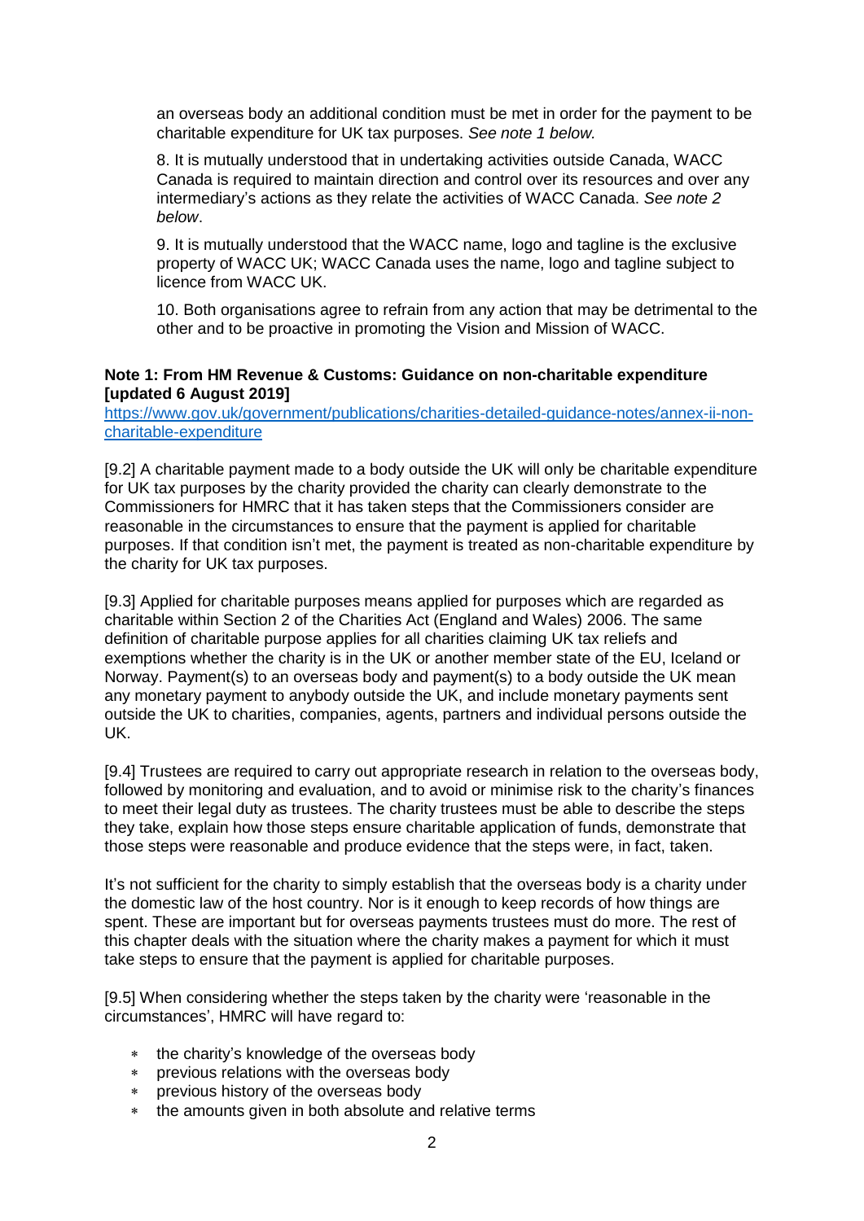an overseas body an additional condition must be met in order for the payment to be charitable expenditure for UK tax purposes. *See note 1 below.*

8. It is mutually understood that in undertaking activities outside Canada, WACC Canada is required to maintain direction and control over its resources and over any intermediary's actions as they relate the activities of WACC Canada. *See note 2 below*.

9. It is mutually understood that the WACC name, logo and tagline is the exclusive property of WACC UK; WACC Canada uses the name, logo and tagline subject to licence from WACC UK.

10. Both organisations agree to refrain from any action that may be detrimental to the other and to be proactive in promoting the Vision and Mission of WACC.

**Note 1: From HM Revenue & Customs: Guidance on non-charitable expenditure [updated 6 August 2019]**
[https://www.gov.uk/government/publications/charities-detailed-guidance-notes/annex-ii-non-charitable-expenditure](https://www.gov.uk/government/publications/charities-detailed-guidance-notes/annex-ii-non-charitable-expenditure)

[9.2] A charitable payment made to a body outside the UK will only be charitable expenditure for UK tax purposes by the charity provided the charity can clearly demonstrate to the Commissioners for HMRC that it has taken steps that the Commissioners consider are reasonable in the circumstances to ensure that the payment is applied for charitable purposes. If that condition isn't met, the payment is treated as non-charitable expenditure by the charity for UK tax purposes.

[9.3] Applied for charitable purposes means applied for purposes which are regarded as charitable within Section 2 of the Charities Act (England and Wales) 2006. The same definition of charitable purpose applies for all charities claiming UK tax reliefs and exemptions whether the charity is in the UK or another member state of the EU, Iceland or Norway. Payment(s) to an overseas body and payment(s) to a body outside the UK mean any monetary payment to anybody outside the UK, and include monetary payments sent outside the UK to charities, companies, agents, partners and individual persons outside the UK.

[9.4] Trustees are required to carry out appropriate research in relation to the overseas body, followed by monitoring and evaluation, and to avoid or minimise risk to the charity's finances to meet their legal duty as trustees. The charity trustees must be able to describe the steps they take, explain how those steps ensure charitable application of funds, demonstrate that those steps were reasonable and produce evidence that the steps were, in fact, taken.

It's not sufficient for the charity to simply establish that the overseas body is a charity under the domestic law of the host country. Nor is it enough to keep records of how things are spent. These are important but for overseas payments trustees must do more. The rest of this chapter deals with the situation where the charity makes a payment for which it must take steps to ensure that the payment is applied for charitable purposes.

[9.5] When considering whether the steps taken by the charity were 'reasonable in the circumstances', HMRC will have regard to:

- the charity's knowledge of the overseas body
- previous relations with the overseas body
- previous history of the overseas body
- the amounts given in both absolute and relative terms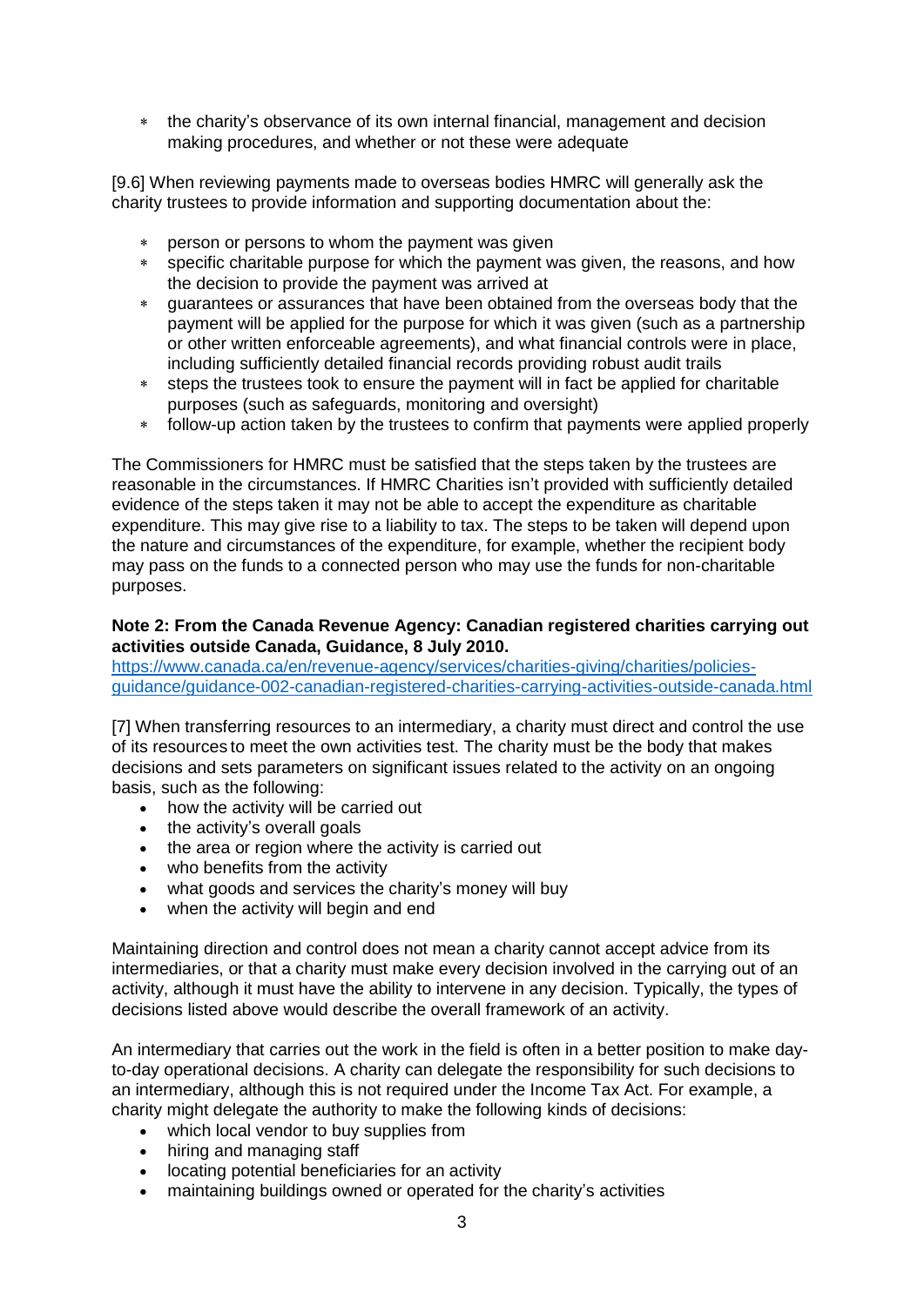- the charity's observance of its own internal financial, management and decision making procedures, and whether or not these were adequate

[9.6] When reviewing payments made to overseas bodies HMRC will generally ask the charity trustees to provide information and supporting documentation about the:

- person or persons to whom the payment was given
- specific charitable purpose for which the payment was given, the reasons, and how the decision to provide the payment was arrived at
- guarantees or assurances that have been obtained from the overseas body that the payment will be applied for the purpose for which it was given (such as a partnership or other written enforceable agreements), and what financial controls were in place, including sufficiently detailed financial records providing robust audit trails
- steps the trustees took to ensure the payment will in fact be applied for charitable purposes (such as safeguards, monitoring and oversight)
- follow-up action taken by the trustees to confirm that payments were applied properly

The Commissioners for HMRC must be satisfied that the steps taken by the trustees are reasonable in the circumstances. If HMRC Charities isn't provided with sufficiently detailed evidence of the steps taken it may not be able to accept the expenditure as charitable expenditure. This may give rise to a liability to tax. The steps to be taken will depend upon the nature and circumstances of the expenditure, for example, whether the recipient body may pass on the funds to a connected person who may use the funds for non-charitable purposes.

**Note 2: From the Canada Revenue Agency: Canadian registered charities carrying out activities outside Canada, Guidance, 8 July 2010.**
[https://www.canada.ca/en/revenue-agency/services/charities-giving/charities/policies-guidance/guidance-002-canadian-registered-charities-carrying-activities-outside-canada.html](https://www.canada.ca/en/revenue-agency/services/charities-giving/charities/policies-guidance/guidance-002-canadian-registered-charities-carrying-activities-outside-canada.html)

[7] When transferring resources to an intermediary, a charity must direct and control the use of its resources to meet the own activities test. The charity must be the body that makes decisions and sets parameters on significant issues related to the activity on an ongoing basis, such as the following:

- how the activity will be carried out
- the activity's overall goals
- the area or region where the activity is carried out
- who benefits from the activity
- what goods and services the charity's money will buy
- when the activity will begin and end

Maintaining direction and control does not mean a charity cannot accept advice from its intermediaries, or that a charity must make every decision involved in the carrying out of an activity, although it must have the ability to intervene in any decision. Typically, the types of decisions listed above would describe the overall framework of an activity.

An intermediary that carries out the work in the field is often in a better position to make day-to-day operational decisions. A charity can delegate the responsibility for such decisions to an intermediary, although this is not required under the Income Tax Act. For example, a charity might delegate the authority to make the following kinds of decisions:

- which local vendor to buy supplies from
- hiring and managing staff
- locating potential beneficiaries for an activity
- maintaining buildings owned or operated for the charity's activities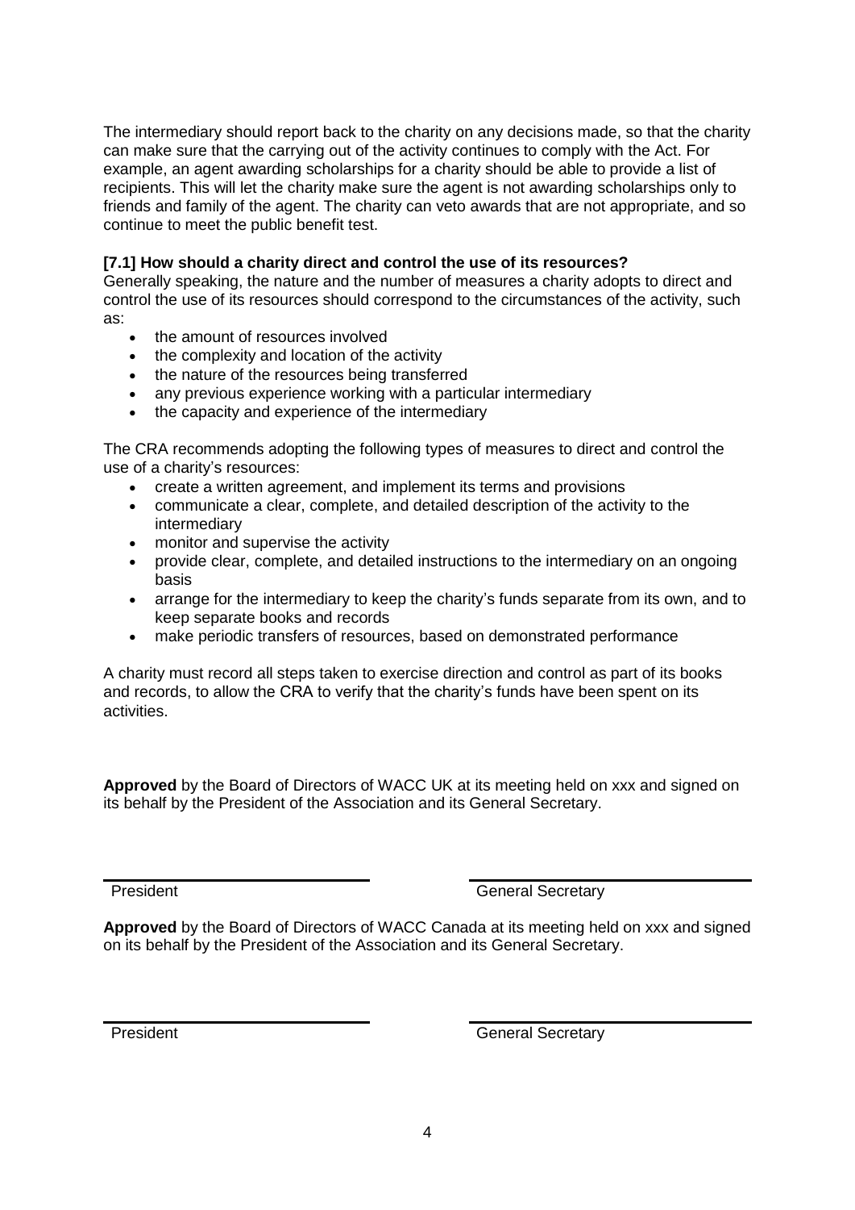The intermediary should report back to the charity on any decisions made, so that the charity can make sure that the carrying out of the activity continues to comply with the Act. For example, an agent awarding scholarships for a charity should be able to provide a list of recipients. This will let the charity make sure the agent is not awarding scholarships only to friends and family of the agent. The charity can veto awards that are not appropriate, and so continue to meet the public benefit test.

**[7.1] How should a charity direct and control the use of its resources?**

Generally speaking, the nature and the number of measures a charity adopts to direct and control the use of its resources should correspond to the circumstances of the activity, such as:

- the amount of resources involved
- the complexity and location of the activity
- the nature of the resources being transferred
- any previous experience working with a particular intermediary
- the capacity and experience of the intermediary

The CRA recommends adopting the following types of measures to direct and control the use of a charity's resources:

- create a written agreement, and implement its terms and provisions
- communicate a clear, complete, and detailed description of the activity to the intermediary
- monitor and supervise the activity
- provide clear, complete, and detailed instructions to the intermediary on an ongoing basis
- arrange for the intermediary to keep the charity's funds separate from its own, and to keep separate books and records
- make periodic transfers of resources, based on demonstrated performance

A charity must record all steps taken to exercise direction and control as part of its books and records, to allow the CRA to verify that the charity's funds have been spent on its activities.

**Approved** by the Board of Directors of WACC UK at its meeting held on xxx and signed on its behalf by the President of the Association and its General Secretary.

President

General Secretary

**Approved** by the Board of Directors of WACC Canada at its meeting held on xxx and signed on its behalf by the President of the Association and its General Secretary.

President

General Secretary